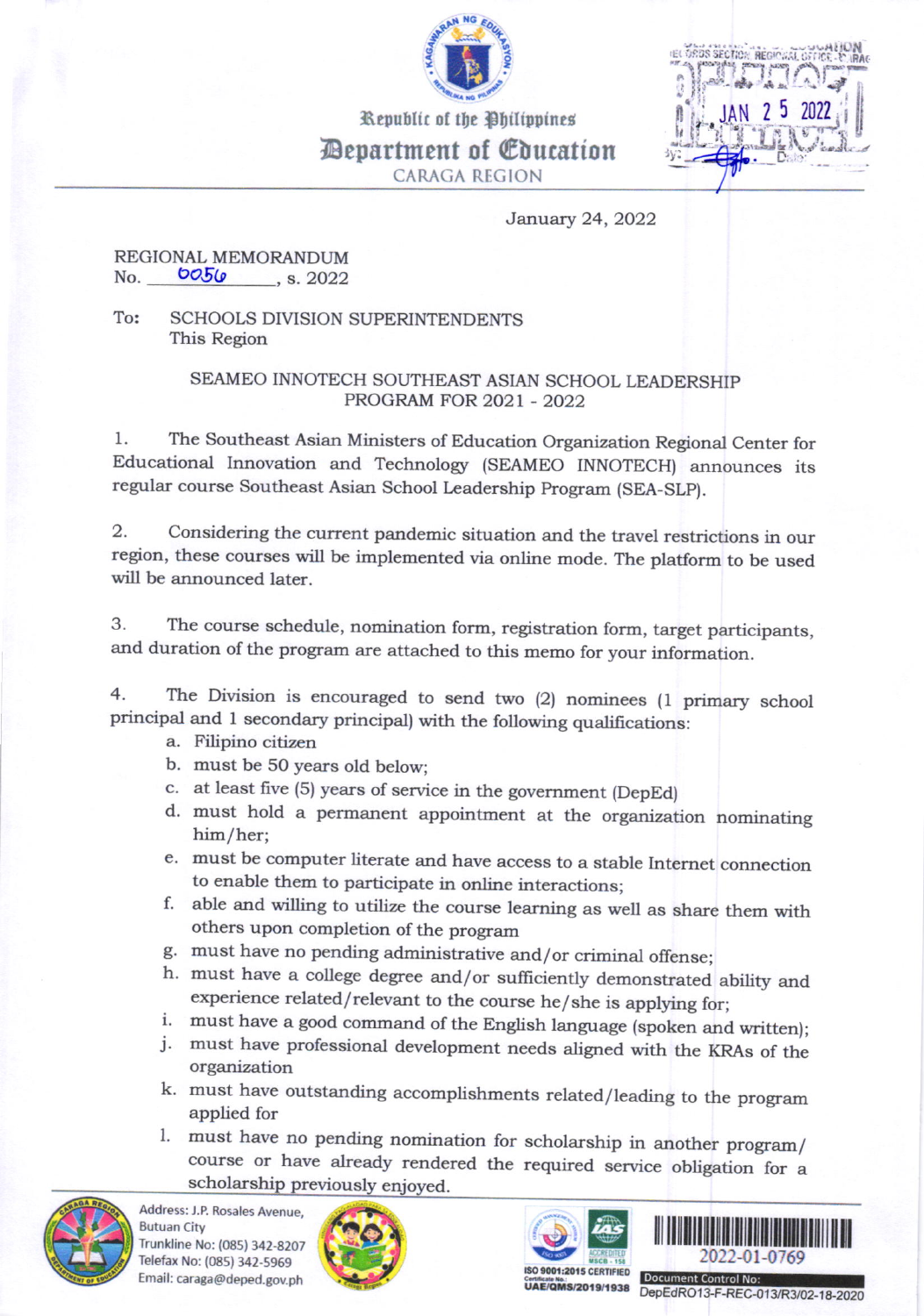Republic of the Philippines

**Department of Education**

CARAGA REGION

January 24, 2022

REGIONAL MEMORANDUM
No. 0056, s. 2022

To: SCHOOLS DIVISION SUPERINTENDENTS
This Region

SEAMEO INNOTECH SOUTHEAST ASIAN SCHOOL LEADERSHIP PROGRAM FOR 2021 - 2022

1. The Southeast Asian Ministers of Education Organization Regional Center for Educational Innovation and Technology (SEAMEO INNOTECH) announces its regular course Southeast Asian School Leadership Program (SEA-SLP).

2. Considering the current pandemic situation and the travel restrictions in our region, these courses will be implemented via online mode. The platform to be used will be announced later.

3. The course schedule, nomination form, registration form, target participants, and duration of the program are attached to this memo for your information.

4. The Division is encouraged to send two (2) nominees (1 primary school principal and 1 secondary principal) with the following qualifications:

   a. Filipino citizen
   b. must be 50 years old below;
   c. at least five (5) years of service in the government (DepEd)
   d. must hold a permanent appointment at the organization nominating him/her;
   e. must be computer literate and have access to a stable Internet connection to enable them to participate in online interactions;
   f. able and willing to utilize the course learning as well as share them with others upon completion of the program
   g. must have no pending administrative and/or criminal offense;
   h. must have a college degree and/or sufficiently demonstrated ability and experience related/relevant to the course he/she is applying for;
   i. must have a good command of the English language (spoken and written);
   j. must have professional development needs aligned with the KRAs of the organization
   k. must have outstanding accomplishments related/leading to the program applied for
   l. must have no pending nomination for scholarship in another program/ course or have already rendered the required service obligation for a scholarship previously enjoyed.

Address: J.P. Rosales Avenue, Butuan City
Trunkline No: (085) 342-8207
Telefax No: (085) 342-5969
Email: caraga@deped.gov.ph

2022-01-0769

Document Control No: DepEdRO13-F-REC-013/R3/02-18-2020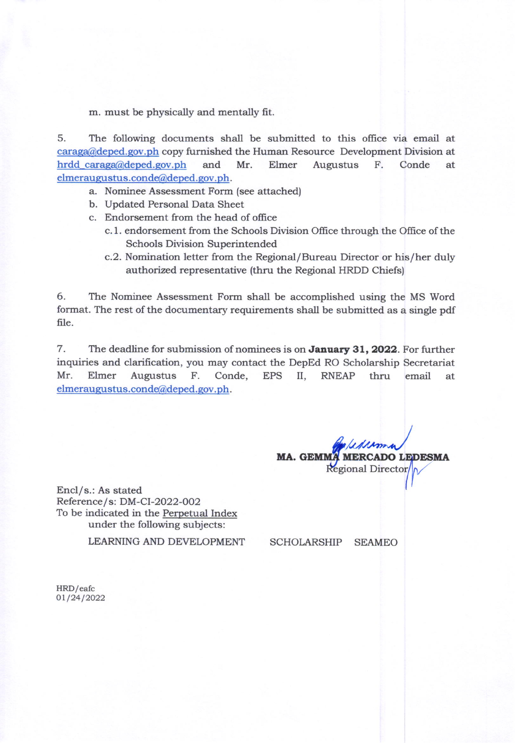m. must be physically and mentally fit.

5. The following documents shall be submitted to this office via email at caraga@deped.gov.ph copy furnished the Human Resource Development Division at hrdd_caraga@deped.gov.ph and Mr. Elmer Augustus F. Conde at elmeraugustus.conde@deped.gov.ph.

   a. Nominee Assessment Form (see attached)
   b. Updated Personal Data Sheet
   c. Endorsement from the head of office
      c.1. endorsement from the Schools Division Office through the Office of the Schools Division Superintended
      c.2. Nomination letter from the Regional/Bureau Director or his/her duly authorized representative (thru the Regional HRDD Chiefs)

6. The Nominee Assessment Form shall be accomplished using the MS Word format. The rest of the documentary requirements shall be submitted as a single pdf file.

7. The deadline for submission of nominees is on **January 31, 2022**. For further inquiries and clarification, you may contact the DepEd RO Scholarship Secretariat Mr. Elmer Augustus F. Conde, EPS II, RNEAP thru email at elmeraugustus.conde@deped.gov.ph.

**MA. GEMMA MERCADO LEDESMA**
Regional Director

Encl/s.: As stated
Reference/s: DM-CI-2022-002
To be indicated in the Perpetual Index
under the following subjects:

LEARNING AND DEVELOPMENT    SCHOLARSHIP    SEAMEO

HRD/eafc
01/24/2022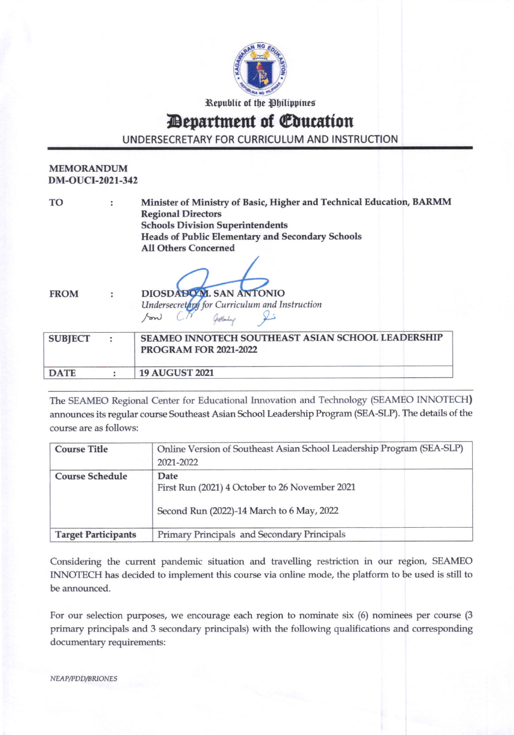Republic of the Philippines

# Department of Education

UNDERSECRETARY FOR CURRICULUM AND INSTRUCTION

**MEMORANDUM**
**DM-OUCI-2021-342**

| | | |
|---|---|---|
| TO | : | **Minister of Ministry of Basic, Higher and Technical Education, BARMM**<br>**Regional Directors**<br>**Schools Division Superintendents**<br>**Heads of Public Elementary and Secondary Schools**<br>**All Others Concerned** |
| FROM | : | **DIOSDADO M. SAN ANTONIO**<br>*Undersecretary for Curriculum and Instruction* |
| **SUBJECT** | : | **SEAMEO INNOTECH SOUTHEAST ASIAN SCHOOL LEADERSHIP PROGRAM FOR 2021-2022** |
| **DATE** | : | **19 AUGUST 2021** |

The SEAMEO Regional Center for Educational Innovation and Technology (SEAMEO INNOTECH) announces its regular course Southeast Asian School Leadership Program (SEA-SLP). The details of the course are as follows:

| | |
|---|---|
| **Course Title** | Online Version of Southeast Asian School Leadership Program (SEA-SLP) 2021-2022 |
| **Course Schedule** | **Date**<br>First Run (2021) 4 October to 26 November 2021<br><br>Second Run (2022)-14 March to 6 May, 2022 |
| **Target Participants** | Primary Principals and Secondary Principals |

Considering the current pandemic situation and travelling restriction in our region, SEAMEO INNOTECH has decided to implement this course via online mode, the platform to be used is still to be announced.

For our selection purposes, we encourage each region to nominate six (6) nominees per course (3 primary principals and 3 secondary principals) with the following qualifications and corresponding documentary requirements:

*NEAP/PDD/BRIONES*